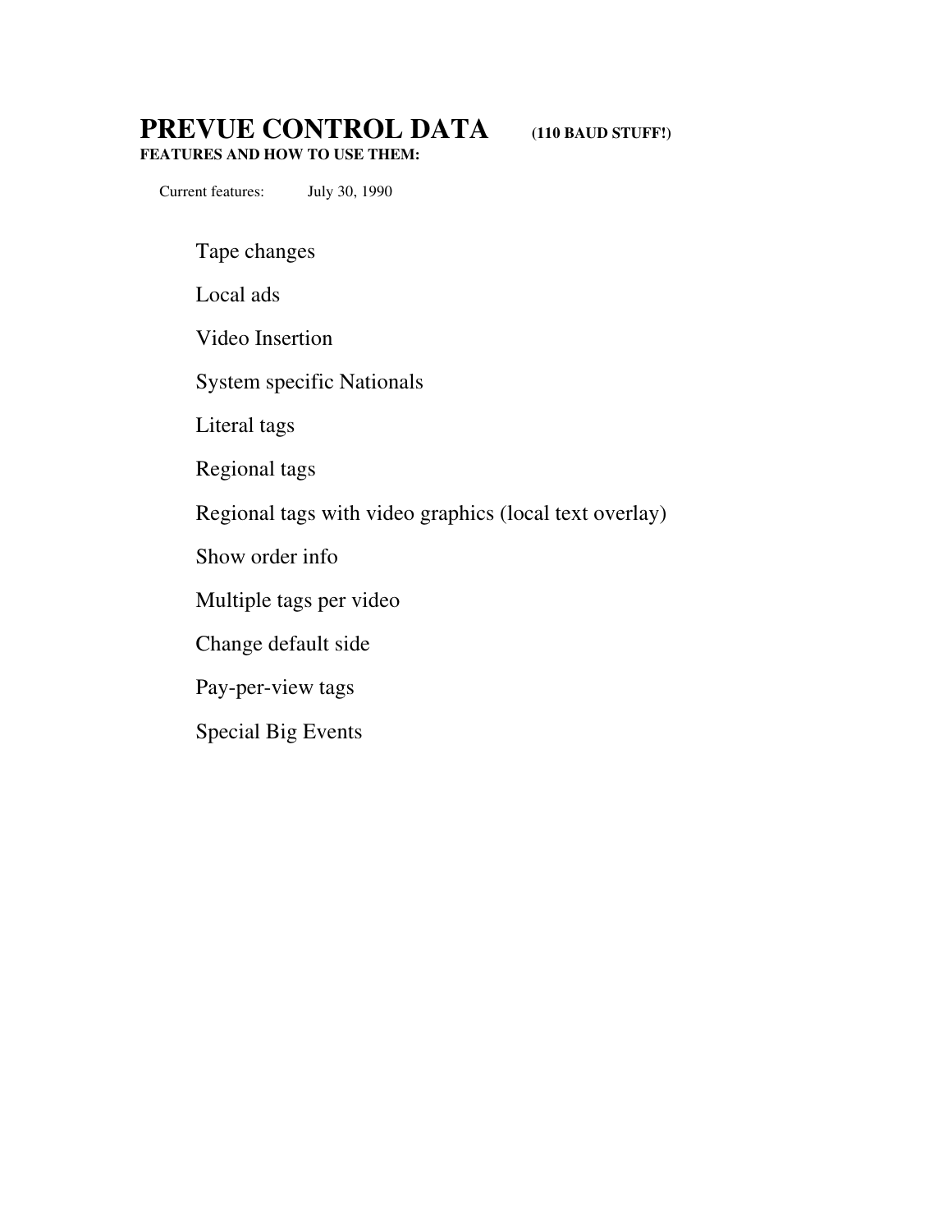# PREVUE CONTROL DATA (110 BAUD STUFF!)

**FEATURES AND HOW TO USE THEM:**

Current features: July 30, 1990

- Tape changes
- Local ads
- Video Insertion
- System specific Nationals
- Literal tags
- Regional tags
- Regional tags with video graphics (local text overlay)
- Show order info
- Multiple tags per video
- Change default side
- Pay-per-view tags
- Special Big Events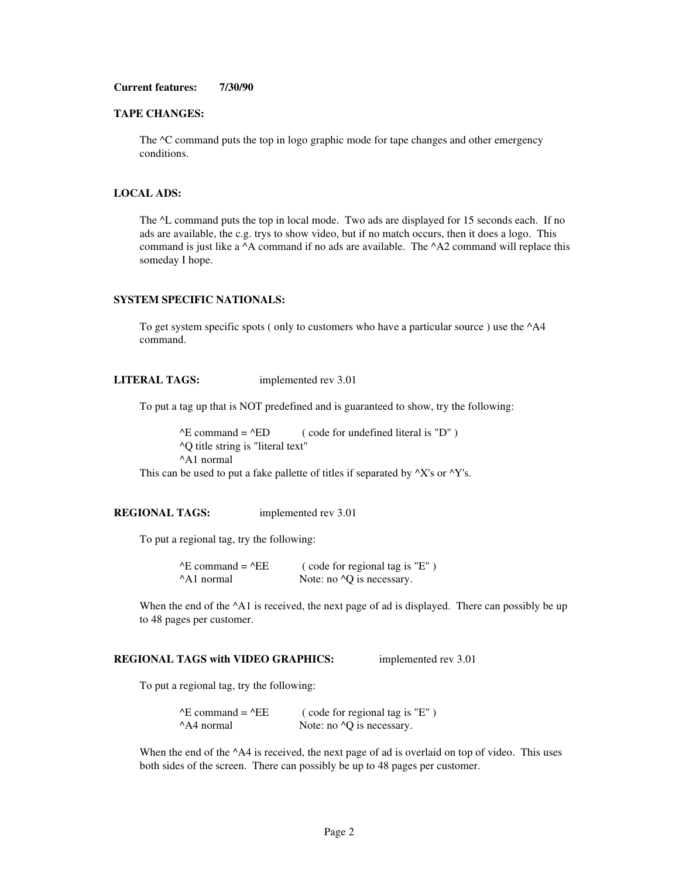**Current features: 7/30/90**

**TAPE CHANGES:**

The ^C command puts the top in logo graphic mode for tape changes and other emergency conditions.

**LOCAL ADS:**

The ^L command puts the top in local mode. Two ads are displayed for 15 seconds each. If no ads are available, the c.g. trys to show video, but if no match occurs, then it does a logo. This command is just like a ^A command if no ads are available. The ^A2 command will replace this someday I hope.

**SYSTEM SPECIFIC NATIONALS:**

To get system specific spots ( only to customers who have a particular source ) use the ^A4 command.

**LITERAL TAGS:** implemented rev 3.01

To put a tag up that is NOT predefined and is guaranteed to show, try the following:

^E command = ^ED ( code for undefined literal is "D" )
^Q title string is "literal text"
^A1 normal

This can be used to put a fake pallette of titles if separated by ^X's or ^Y's.

**REGIONAL TAGS:** implemented rev 3.01

To put a regional tag, try the following:

^E command = ^EE ( code for regional tag is "E" )
^A1 normal Note: no ^Q is necessary.

When the end of the ^A1 is received, the next page of ad is displayed. There can possibly be up to 48 pages per customer.

**REGIONAL TAGS with VIDEO GRAPHICS:** implemented rev 3.01

To put a regional tag, try the following:

^E command = ^EE ( code for regional tag is "E" )
^A4 normal Note: no ^Q is necessary.

When the end of the ^A4 is received, the next page of ad is overlaid on top of video. This uses both sides of the screen. There can possibly be up to 48 pages per customer.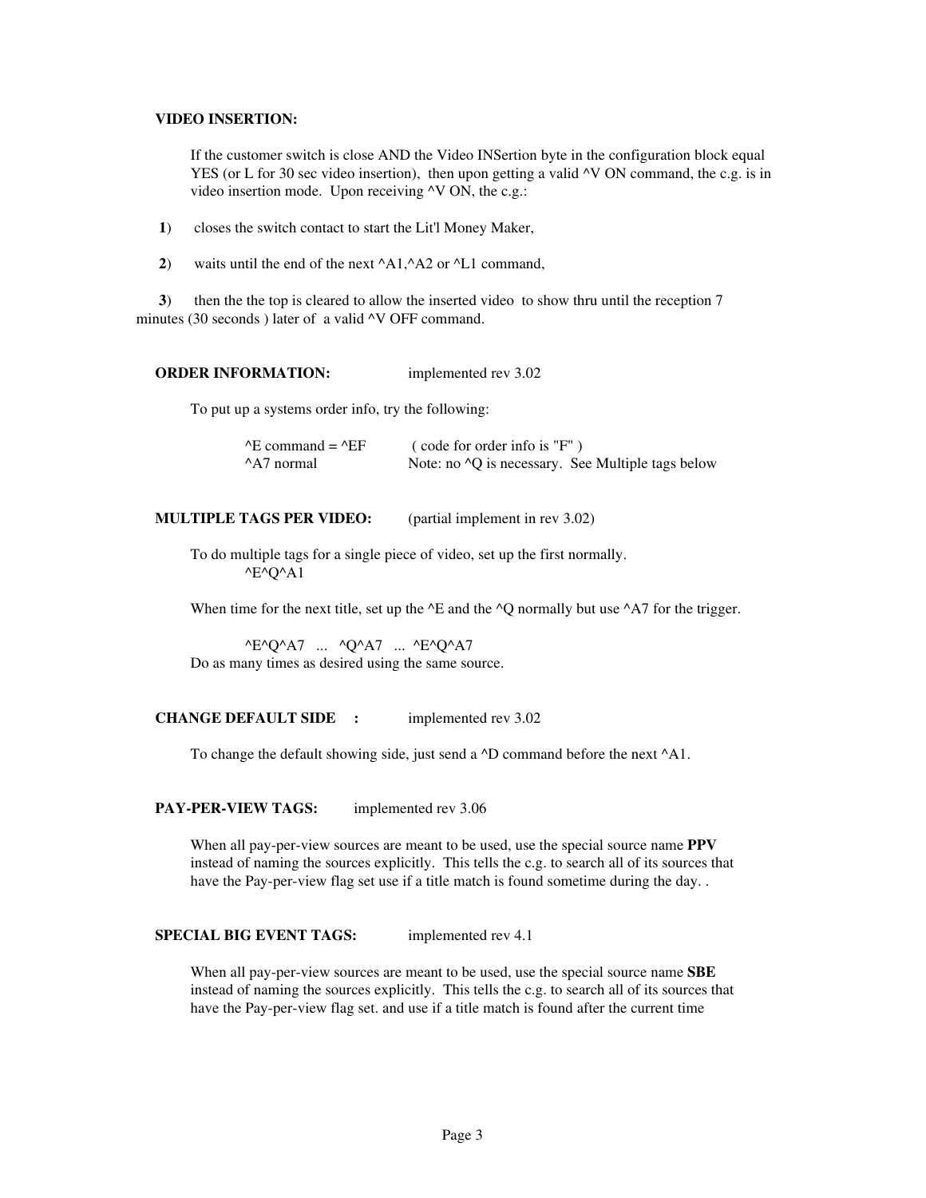**VIDEO INSERTION:**

If the customer switch is close AND the Video INSertion byte in the configuration block equal YES (or L for 30 sec video insertion), then upon getting a valid ^V ON command, the c.g. is in video insertion mode. Upon receiving ^V ON, the c.g.:

**1**) closes the switch contact to start the Lit'l Money Maker,

**2**) waits until the end of the next ^A1,^A2 or ^L1 command,

**3**) then the the top is cleared to allow the inserted video to show thru until the reception 7 minutes (30 seconds ) later of a valid ^V OFF command.

**ORDER INFORMATION:** implemented rev 3.02

To put up a systems order info, try the following:

| | |
|---|---|
| ^E command = ^EF | ( code for order info is "F" ) |
| ^A7 normal | Note: no ^Q is necessary. See Multiple tags below |

**MULTIPLE TAGS PER VIDEO:** (partial implement in rev 3.02)

To do multiple tags for a single piece of video, set up the first normally.

^E^Q^A1

When time for the next title, set up the ^E and the ^Q normally but use ^A7 for the trigger.

^E^Q^A7 ... ^Q^A7 ... ^E^Q^A7

Do as many times as desired using the same source.

**CHANGE DEFAULT SIDE :** implemented rev 3.02

To change the default showing side, just send a ^D command before the next ^A1.

**PAY-PER-VIEW TAGS:** implemented rev 3.06

When all pay-per-view sources are meant to be used, use the special source name **PPV** instead of naming the sources explicitly. This tells the c.g. to search all of its sources that have the Pay-per-view flag set use if a title match is found sometime during the day. .

**SPECIAL BIG EVENT TAGS:** implemented rev 4.1

When all pay-per-view sources are meant to be used, use the special source name **SBE** instead of naming the sources explicitly. This tells the c.g. to search all of its sources that have the Pay-per-view flag set. and use if a title match is found after the current time